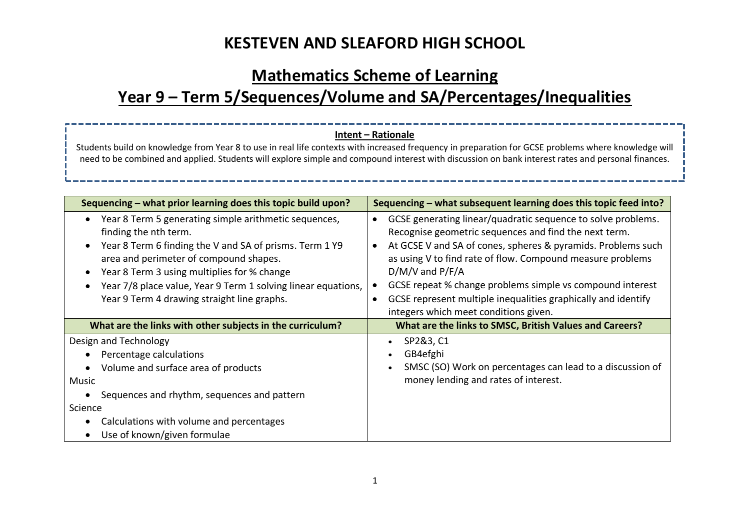# KESTEVEN AND SLEAFORD HIGH SCHOOL

## Mathematics Scheme of Learning

## Year 9 – Term 5/Sequences/Volume and SA/Percentages/Inequalities

**Intent – Rationale**

Students build on knowledge from Year 8 to use in real life contexts with increased frequency in preparation for GCSE problems where knowledge will need to be combined and applied. Students will explore simple and compound interest with discussion on bank interest rates and personal finances.

| Sequencing – what prior learning does this topic build upon? | Sequencing – what subsequent learning does this topic feed into? |
| --- | --- |
| • Year 8 Term 5 generating simple arithmetic sequences, finding the nth term.<br>• Year 8 Term 6 finding the V and SA of prisms. Term 1 Y9 area and perimeter of compound shapes.<br>• Year 8 Term 3 using multiplies for % change<br>• Year 7/8 place value, Year 9 Term 1 solving linear equations, Year 9 Term 4 drawing straight line graphs. | • GCSE generating linear/quadratic sequence to solve problems. Recognise geometric sequences and find the next term.<br>• At GCSE V and SA of cones, spheres & pyramids. Problems such as using V to find rate of flow. Compound measure problems D/M/V and P/F/A<br>• GCSE repeat % change problems simple vs compound interest<br>• GCSE represent multiple inequalities graphically and identify integers which meet conditions given. |
| **What are the links with other subjects in the curriculum?** | **What are the links to SMSC, British Values and Careers?** |
| Design and Technology<br>• Percentage calculations<br>• Volume and surface area of products<br>Music<br>• Sequences and rhythm, sequences and pattern<br>Science<br>• Calculations with volume and percentages<br>• Use of known/given formulae | • SP2&3, C1<br>• GB4efghi<br>• SMSC (SO) Work on percentages can lead to a discussion of money lending and rates of interest. |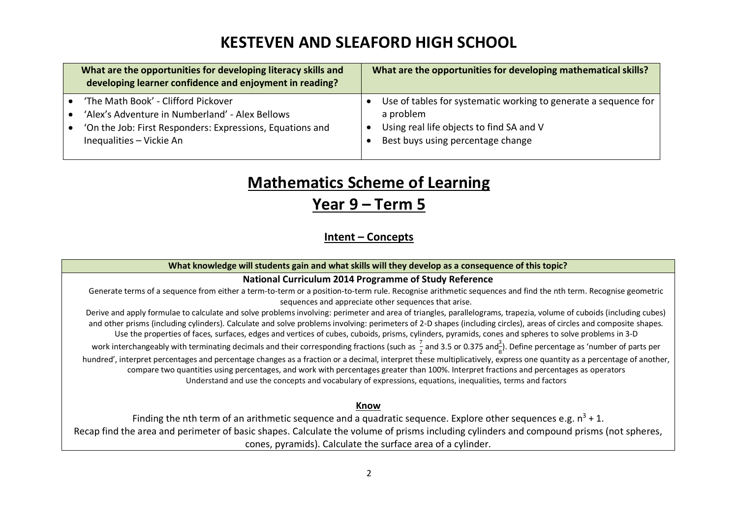# KESTEVEN AND SLEAFORD HIGH SCHOOL

| What are the opportunities for developing literacy skills and developing learner confidence and enjoyment in reading? | What are the opportunities for developing mathematical skills? |
| --- | --- |
| • 'The Math Book' - Clifford Pickover<br>• 'Alex's Adventure in Numberland' - Alex Bellows<br>• 'On the Job: First Responders: Expressions, Equations and Inequalities – Vickie An | • Use of tables for systematic working to generate a sequence for a problem<br>• Using real life objects to find SA and V<br>• Best buys using percentage change |

# Mathematics Scheme of Learning

## Year 9 – Term 5

### Intent – Concepts

**What knowledge will students gain and what skills will they develop as a consequence of this topic?**

**National Curriculum 2014 Programme of Study Reference**

Generate terms of a sequence from either a term-to-term or a position-to-term rule. Recognise arithmetic sequences and find the nth term. Recognise geometric sequences and appreciate other sequences that arise.

Derive and apply formulae to calculate and solve problems involving: perimeter and area of triangles, parallelograms, trapezia, volume of cuboids (including cubes) and other prisms (including cylinders). Calculate and solve problems involving: perimeters of 2-D shapes (including circles), areas of circles and composite shapes.

Use the properties of faces, surfaces, edges and vertices of cubes, cuboids, prisms, cylinders, pyramids, cones and spheres to solve problems in 3-D

work interchangeably with terminating decimals and their corresponding fractions (such as $\frac{7}{2}$ and 3.5 or 0.375 and $\frac{3}{8}$). Define percentage as 'number of parts per hundred', interpret percentages and percentage changes as a fraction or a decimal, interpret these multiplicatively, express one quantity as a percentage of another, compare two quantities using percentages, and work with percentages greater than 100%. Interpret fractions and percentages as operators

Understand and use the concepts and vocabulary of expressions, equations, inequalities, terms and factors

**Know**

Finding the nth term of an arithmetic sequence and a quadratic sequence. Explore other sequences e.g. $n^3 + 1$.

Recap find the area and perimeter of basic shapes. Calculate the volume of prisms including cylinders and compound prisms (not spheres, cones, pyramids). Calculate the surface area of a cylinder.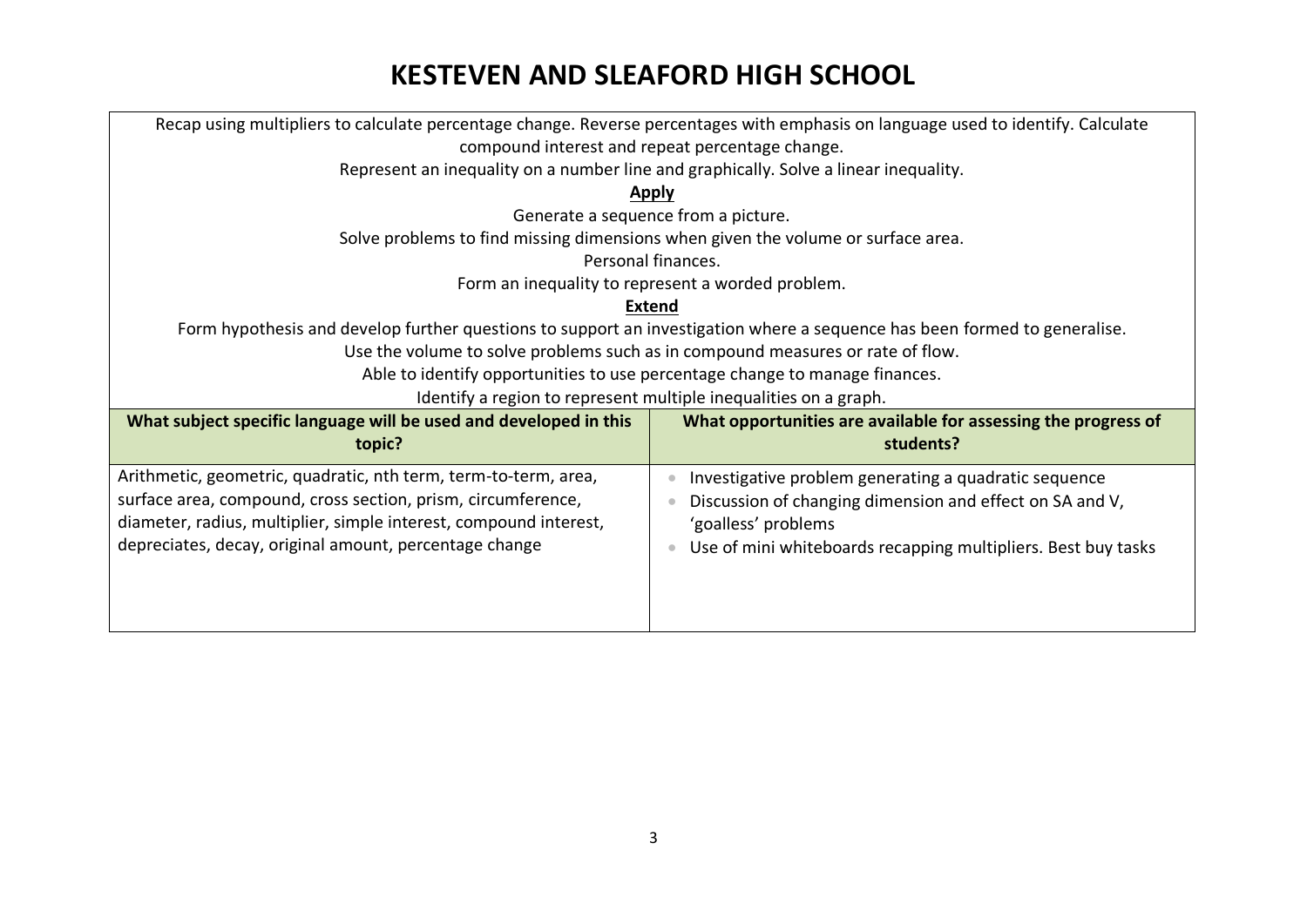# KESTEVEN AND SLEAFORD HIGH SCHOOL

Recap using multipliers to calculate percentage change. Reverse percentages with emphasis on language used to identify. Calculate compound interest and repeat percentage change.

Represent an inequality on a number line and graphically. Solve a linear inequality.

**Apply**

Generate a sequence from a picture.

Solve problems to find missing dimensions when given the volume or surface area.

Personal finances.

Form an inequality to represent a worded problem.

**Extend**

Form hypothesis and develop further questions to support an investigation where a sequence has been formed to generalise.

Use the volume to solve problems such as in compound measures or rate of flow.

Able to identify opportunities to use percentage change to manage finances.

Identify a region to represent multiple inequalities on a graph.

| What subject specific language will be used and developed in this topic? | What opportunities are available for assessing the progress of students? |
|---|---|
| Arithmetic, geometric, quadratic, nth term, term-to-term, area, surface area, compound, cross section, prism, circumference, diameter, radius, multiplier, simple interest, compound interest, depreciates, decay, original amount, percentage change | • Investigative problem generating a quadratic sequence<br>• Discussion of changing dimension and effect on SA and V, 'goalless' problems<br>• Use of mini whiteboards recapping multipliers. Best buy tasks |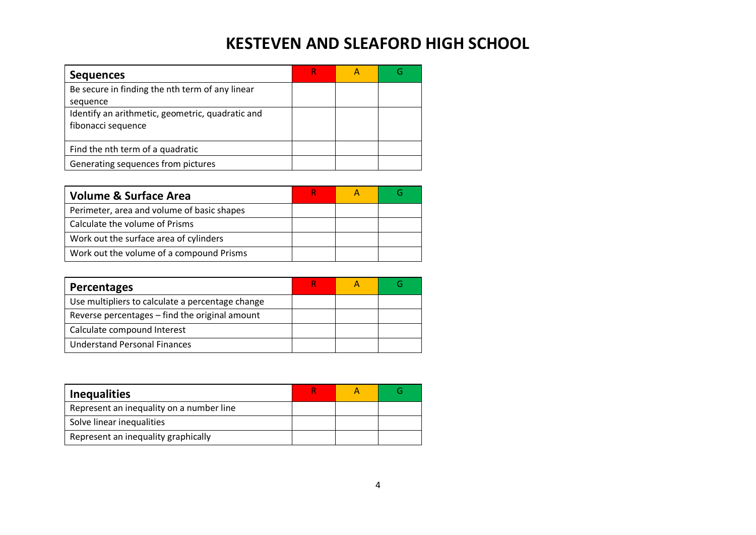# KESTEVEN AND SLEAFORD HIGH SCHOOL

| Sequences | R | A | G |
|---|---|---|---|
| Be secure in finding the nth term of any linear sequence | | | |
| Identify an arithmetic, geometric, quadratic and fibonacci sequence | | | |
| Find the nth term of a quadratic | | | |
| Generating sequences from pictures | | | |

| Volume & Surface Area | R | A | G |
|---|---|---|---|
| Perimeter, area and volume of basic shapes | | | |
| Calculate the volume of Prisms | | | |
| Work out the surface area of cylinders | | | |
| Work out the volume of a compound Prisms | | | |

| Percentages | R | A | G |
|---|---|---|---|
| Use multipliers to calculate a percentage change | | | |
| Reverse percentages – find the original amount | | | |
| Calculate compound Interest | | | |
| Understand Personal Finances | | | |

| Inequalities | R | A | G |
|---|---|---|---|
| Represent an inequality on a number line | | | |
| Solve linear inequalities | | | |
| Represent an inequality graphically | | | |